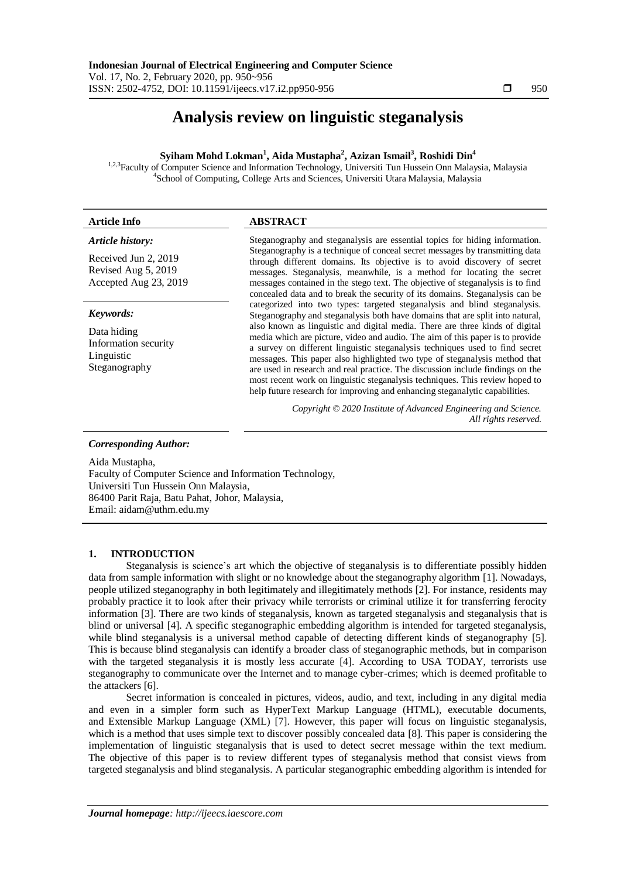# Analysis review on linguistic steganalysis

**Syiham Mohd Lokman[1], Aida Mustapha[2], Azizan Ismail[3], Roshidi Din[4]**

[1,2,3]Faculty of Computer Science and Information Technology, Universiti Tun Hussein Onn Malaysia, Malaysia
[4]School of Computing, College Arts and Sciences, Universiti Utara Malaysia, Malaysia

**Article Info**

*Article history:*

Received Jun 2, 2019
Revised Aug 5, 2019
Accepted Aug 23, 2019

*Keywords:*

Data hiding
Information security
Linguistic
Steganography

**ABSTRACT**

Steganography and steganalysis are essential topics for hiding information. Steganography is a technique of conceal secret messages by transmitting data through different domains. Its objective is to avoid discovery of secret messages. Steganalysis, meanwhile, is a method for locating the secret messages contained in the stego text. The objective of steganalysis is to find concealed data and to break the security of its domains. Steganalysis can be categorized into two types: targeted steganalysis and blind steganalysis. Steganography and steganalysis both have domains that are split into natural, also known as linguistic and digital media. There are three kinds of digital media which are picture, video and audio. The aim of this paper is to provide a survey on different linguistic steganalysis techniques used to find secret messages. This paper also highlighted two type of steganalysis method that are used in research and real practice. The discussion include findings on the most recent work on linguistic steganalysis techniques. This review hoped to help future research for improving and enhancing steganalytic capabilities.

*Copyright © 2020 Institute of Advanced Engineering and Science. All rights reserved.*

*Corresponding Author:*

Aida Mustapha,
Faculty of Computer Science and Information Technology,
Universiti Tun Hussein Onn Malaysia,
86400 Parit Raja, Batu Pahat, Johor, Malaysia,
Email: aidam@uthm.edu.my

## 1. INTRODUCTION

Steganalysis is science's art which the objective of steganalysis is to differentiate possibly hidden data from sample information with slight or no knowledge about the steganography algorithm [1]. Nowadays, people utilized steganography in both legitimately and illegitimately methods [2]. For instance, residents may probably practice it to look after their privacy while terrorists or criminal utilize it for transferring ferocity information [3]. There are two kinds of steganalysis, known as targeted steganalysis and steganalysis that is blind or universal [4]. A specific steganographic embedding algorithm is intended for targeted steganalysis, while blind steganalysis is a universal method capable of detecting different kinds of steganography [5]. This is because blind steganalysis can identify a broader class of steganographic methods, but in comparison with the targeted steganalysis it is mostly less accurate [4]. According to USA TODAY, terrorists use steganography to communicate over the Internet and to manage cyber-crimes; which is deemed profitable to the attackers [6].

Secret information is concealed in pictures, videos, audio, and text, including in any digital media and even in a simpler form such as HyperText Markup Language (HTML), executable documents, and Extensible Markup Language (XML) [7]. However, this paper will focus on linguistic steganalysis, which is a method that uses simple text to discover possibly concealed data [8]. This paper is considering the implementation of linguistic steganalysis that is used to detect secret message within the text medium. The objective of this paper is to review different types of steganalysis method that consist views from targeted steganalysis and blind steganalysis. A particular steganographic embedding algorithm is intended for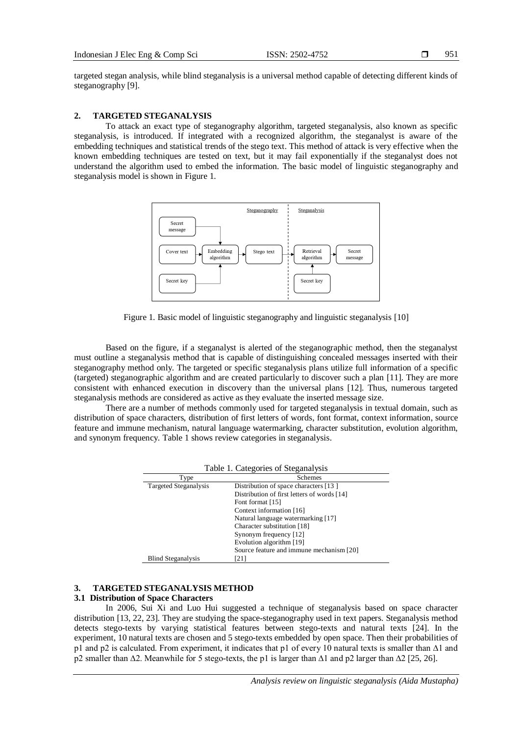targeted stegan analysis, while blind steganalysis is a universal method capable of detecting different kinds of steganography [9].

## 2. TARGETED STEGANALYSIS

To attack an exact type of steganography algorithm, targeted steganalysis, also known as specific steganalysis, is introduced. If integrated with a recognized algorithm, the steganalyst is aware of the embedding techniques and statistical trends of the stego text. This method of attack is very effective when the known embedding techniques are tested on text, but it may fail exponentially if the steganalyst does not understand the algorithm used to embed the information. The basic model of linguistic steganography and steganalysis model is shown in Figure 1.

Figure 1. Basic model of linguistic steganography and linguistic steganalysis [10]

Based on the figure, if a steganalyst is alerted of the steganographic method, then the steganalyst must outline a steganalysis method that is capable of distinguishing concealed messages inserted with their steganography method only. The targeted or specific steganalysis plans utilize full information of a specific (targeted) steganographic algorithm and are created particularly to discover such a plan [11]. They are more consistent with enhanced execution in discovery than the universal plans [12]. Thus, numerous targeted steganalysis methods are considered as active as they evaluate the inserted message size.

There are a number of methods commonly used for targeted steganalysis in textual domain, such as distribution of space characters, distribution of first letters of words, font format, context information, source feature and immune mechanism, natural language watermarking, character substitution, evolution algorithm, and synonym frequency. Table 1 shows review categories in steganalysis.

Table 1. Categories of Steganalysis

| Type | Schemes |
|---|---|
| Targeted Steganalysis | Distribution of space characters [13 ] |
| | Distribution of first letters of words [14] |
| | Font format [15] |
| | Context information [16] |
| | Natural language watermarking [17] |
| | Character substitution [18] |
| | Synonym frequency [12] |
| | Evolution algorithm [19] |
| | Source feature and immune mechanism [20] |
| Blind Steganalysis | [21] |

## 3. TARGETED STEGANALYSIS METHOD

### 3.1 Distribution of Space Characters

In 2006, Sui Xi and Luo Hui suggested a technique of steganalysis based on space character distribution [13, 22, 23]. They are studying the space-steganography used in text papers. Steganalysis method detects stego-texts by varying statistical features between stego-texts and natural texts [24]. In the experiment, 10 natural texts are chosen and 5 stego-texts embedded by open space. Then their probabilities of p1 and p2 is calculated. From experiment, it indicates that p1 of every 10 natural texts is smaller than $\Delta 1$ and p2 smaller than $\Delta 2$. Meanwhile for 5 stego-texts, the p1 is larger than $\Delta 1$ and p2 larger than $\Delta 2$ [25, 26].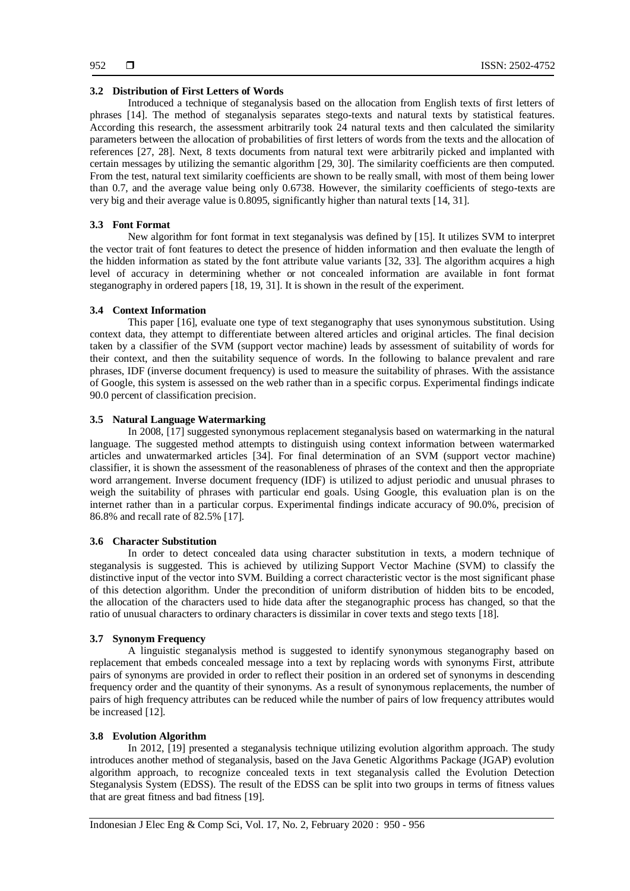### 3.2 Distribution of First Letters of Words

Introduced a technique of steganalysis based on the allocation from English texts of first letters of phrases [14]. The method of steganalysis separates stego-texts and natural texts by statistical features. According this research, the assessment arbitrarily took 24 natural texts and then calculated the similarity parameters between the allocation of probabilities of first letters of words from the texts and the allocation of references [27, 28]. Next, 8 texts documents from natural text were arbitrarily picked and implanted with certain messages by utilizing the semantic algorithm [29, 30]. The similarity coefficients are then computed. From the test, natural text similarity coefficients are shown to be really small, with most of them being lower than 0.7, and the average value being only 0.6738. However, the similarity coefficients of stego-texts are very big and their average value is 0.8095, significantly higher than natural texts [14, 31].

### 3.3 Font Format

New algorithm for font format in text steganalysis was defined by [15]. It utilizes SVM to interpret the vector trait of font features to detect the presence of hidden information and then evaluate the length of the hidden information as stated by the font attribute value variants [32, 33]. The algorithm acquires a high level of accuracy in determining whether or not concealed information are available in font format steganography in ordered papers [18, 19, 31]. It is shown in the result of the experiment.

### 3.4 Context Information

This paper [16], evaluate one type of text steganography that uses synonymous substitution. Using context data, they attempt to differentiate between altered articles and original articles. The final decision taken by a classifier of the SVM (support vector machine) leads by assessment of suitability of words for their context, and then the suitability sequence of words. In the following to balance prevalent and rare phrases, IDF (inverse document frequency) is used to measure the suitability of phrases. With the assistance of Google, this system is assessed on the web rather than in a specific corpus. Experimental findings indicate 90.0 percent of classification precision.

### 3.5 Natural Language Watermarking

In 2008, [17] suggested synonymous replacement steganalysis based on watermarking in the natural language. The suggested method attempts to distinguish using context information between watermarked articles and unwatermarked articles [34]. For final determination of an SVM (support vector machine) classifier, it is shown the assessment of the reasonableness of phrases of the context and then the appropriate word arrangement. Inverse document frequency (IDF) is utilized to adjust periodic and unusual phrases to weigh the suitability of phrases with particular end goals. Using Google, this evaluation plan is on the internet rather than in a particular corpus. Experimental findings indicate accuracy of 90.0%, precision of 86.8% and recall rate of 82.5% [17].

### 3.6 Character Substitution

In order to detect concealed data using character substitution in texts, a modern technique of steganalysis is suggested. This is achieved by utilizing Support Vector Machine (SVM) to classify the distinctive input of the vector into SVM. Building a correct characteristic vector is the most significant phase of this detection algorithm. Under the precondition of uniform distribution of hidden bits to be encoded, the allocation of the characters used to hide data after the steganographic process has changed, so that the ratio of unusual characters to ordinary characters is dissimilar in cover texts and stego texts [18].

### 3.7 Synonym Frequency

A linguistic steganalysis method is suggested to identify synonymous steganography based on replacement that embeds concealed message into a text by replacing words with synonyms First, attribute pairs of synonyms are provided in order to reflect their position in an ordered set of synonyms in descending frequency order and the quantity of their synonyms. As a result of synonymous replacements, the number of pairs of high frequency attributes can be reduced while the number of pairs of low frequency attributes would be increased [12].

### 3.8 Evolution Algorithm

In 2012, [19] presented a steganalysis technique utilizing evolution algorithm approach. The study introduces another method of steganalysis, based on the Java Genetic Algorithms Package (JGAP) evolution algorithm approach, to recognize concealed texts in text steganalysis called the Evolution Detection Steganalysis System (EDSS). The result of the EDSS can be split into two groups in terms of fitness values that are great fitness and bad fitness [19].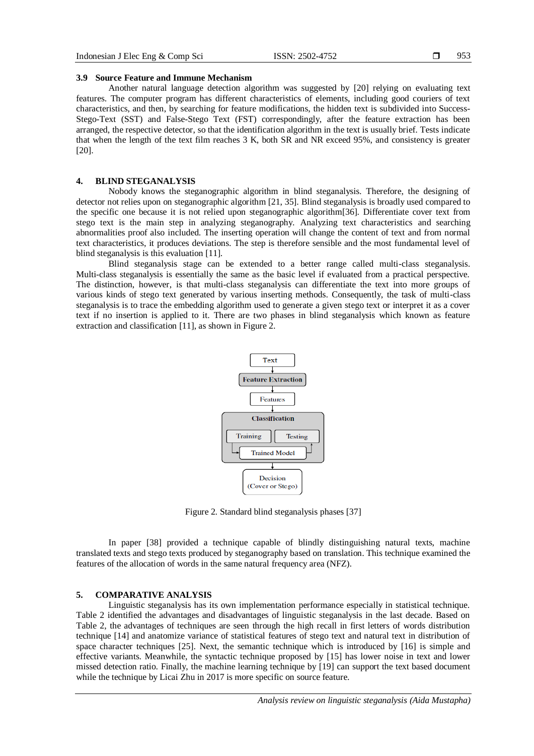### 3.9 Source Feature and Immune Mechanism

Another natural language detection algorithm was suggested by [20] relying on evaluating text features. The computer program has different characteristics of elements, including good couriers of text characteristics, and then, by searching for feature modifications, the hidden text is subdivided into Success-Stego-Text (SST) and False-Stego Text (FST) correspondingly, after the feature extraction has been arranged, the respective detector, so that the identification algorithm in the text is usually brief. Tests indicate that when the length of the text film reaches 3 K, both SR and NR exceed 95%, and consistency is greater [20].

## 4. BLIND STEGANALYSIS

Nobody knows the steganographic algorithm in blind steganalysis. Therefore, the designing of detector not relies upon on steganographic algorithm [21, 35]. Blind steganalysis is broadly used compared to the specific one because it is not relied upon steganographic algorithm[36]. Differentiate cover text from stego text is the main step in analyzing steganography. Analyzing text characteristics and searching abnormalities proof also included. The inserting operation will change the content of text and from normal text characteristics, it produces deviations. The step is therefore sensible and the most fundamental level of blind steganalysis is this evaluation [11].

Blind steganalysis stage can be extended to a better range called multi-class steganalysis. Multi-class steganalysis is essentially the same as the basic level if evaluated from a practical perspective. The distinction, however, is that multi-class steganalysis can differentiate the text into more groups of various kinds of stego text generated by various inserting methods. Consequently, the task of multi-class steganalysis is to trace the embedding algorithm used to generate a given stego text or interpret it as a cover text if no insertion is applied to it. There are two phases in blind steganalysis which known as feature extraction and classification [11], as shown in Figure 2.

Figure 2. Standard blind steganalysis phases [37]

In paper [38] provided a technique capable of blindly distinguishing natural texts, machine translated texts and stego texts produced by steganography based on translation. This technique examined the features of the allocation of words in the same natural frequency area (NFZ).

## 5. COMPARATIVE ANALYSIS

Linguistic steganalysis has its own implementation performance especially in statistical technique. Table 2 identified the advantages and disadvantages of linguistic steganalysis in the last decade. Based on Table 2, the advantages of techniques are seen through the high recall in first letters of words distribution technique [14] and anatomize variance of statistical features of stego text and natural text in distribution of space character techniques [25]. Next, the semantic technique which is introduced by [16] is simple and effective variants. Meanwhile, the syntactic technique proposed by [15] has lower noise in text and lower missed detection ratio. Finally, the machine learning technique by [19] can support the text based document while the technique by Licai Zhu in 2017 is more specific on source feature.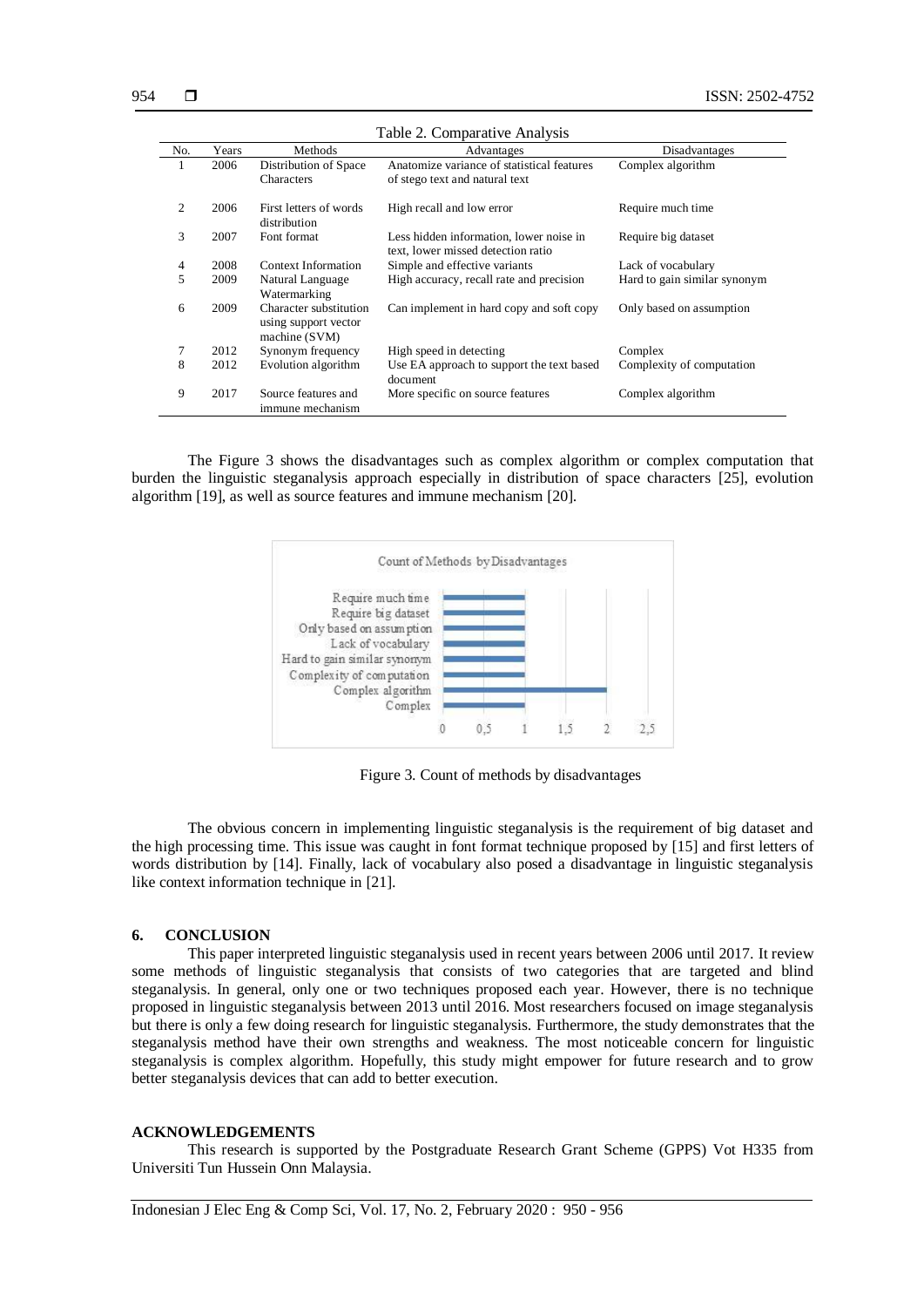Table 2. Comparative Analysis

| No. | Years | Methods | Advantages | Disadvantages |
|---|---|---|---|---|
| 1 | 2006 | Distribution of Space Characters | Anatomize variance of statistical features of stego text and natural text | Complex algorithm |
| 2 | 2006 | First letters of words distribution | High recall and low error | Require much time |
| 3 | 2007 | Font format | Less hidden information, lower noise in text, lower missed detection ratio | Require big dataset |
| 4 | 2008 | Context Information | Simple and effective variants | Lack of vocabulary |
| 5 | 2009 | Natural Language Watermarking | High accuracy, recall rate and precision | Hard to gain similar synonym |
| 6 | 2009 | Character substitution using support vector machine (SVM) | Can implement in hard copy and soft copy | Only based on assumption |
| 7 | 2012 | Synonym frequency | High speed in detecting | Complex |
| 8 | 2012 | Evolution algorithm | Use EA approach to support the text based document | Complexity of computation |
| 9 | 2017 | Source features and immune mechanism | More specific on source features | Complex algorithm |

The Figure 3 shows the disadvantages such as complex algorithm or complex computation that burden the linguistic steganalysis approach especially in distribution of space characters [25], evolution algorithm [19], as well as source features and immune mechanism [20].

Figure 3. Count of methods by disadvantages

The obvious concern in implementing linguistic steganalysis is the requirement of big dataset and the high processing time. This issue was caught in font format technique proposed by [15] and first letters of words distribution by [14]. Finally, lack of vocabulary also posed a disadvantage in linguistic steganalysis like context information technique in [21].

## 6. CONCLUSION

This paper interpreted linguistic steganalysis used in recent years between 2006 until 2017. It review some methods of linguistic steganalysis that consists of two categories that are targeted and blind steganalysis. In general, only one or two techniques proposed each year. However, there is no technique proposed in linguistic steganalysis between 2013 until 2016. Most researchers focused on image steganalysis but there is only a few doing research for linguistic steganalysis. Furthermore, the study demonstrates that the steganalysis method have their own strengths and weakness. The most noticeable concern for linguistic steganalysis is complex algorithm. Hopefully, this study might empower for future research and to grow better steganalysis devices that can add to better execution.

## ACKNOWLEDGEMENTS

This research is supported by the Postgraduate Research Grant Scheme (GPPS) Vot H335 from Universiti Tun Hussein Onn Malaysia.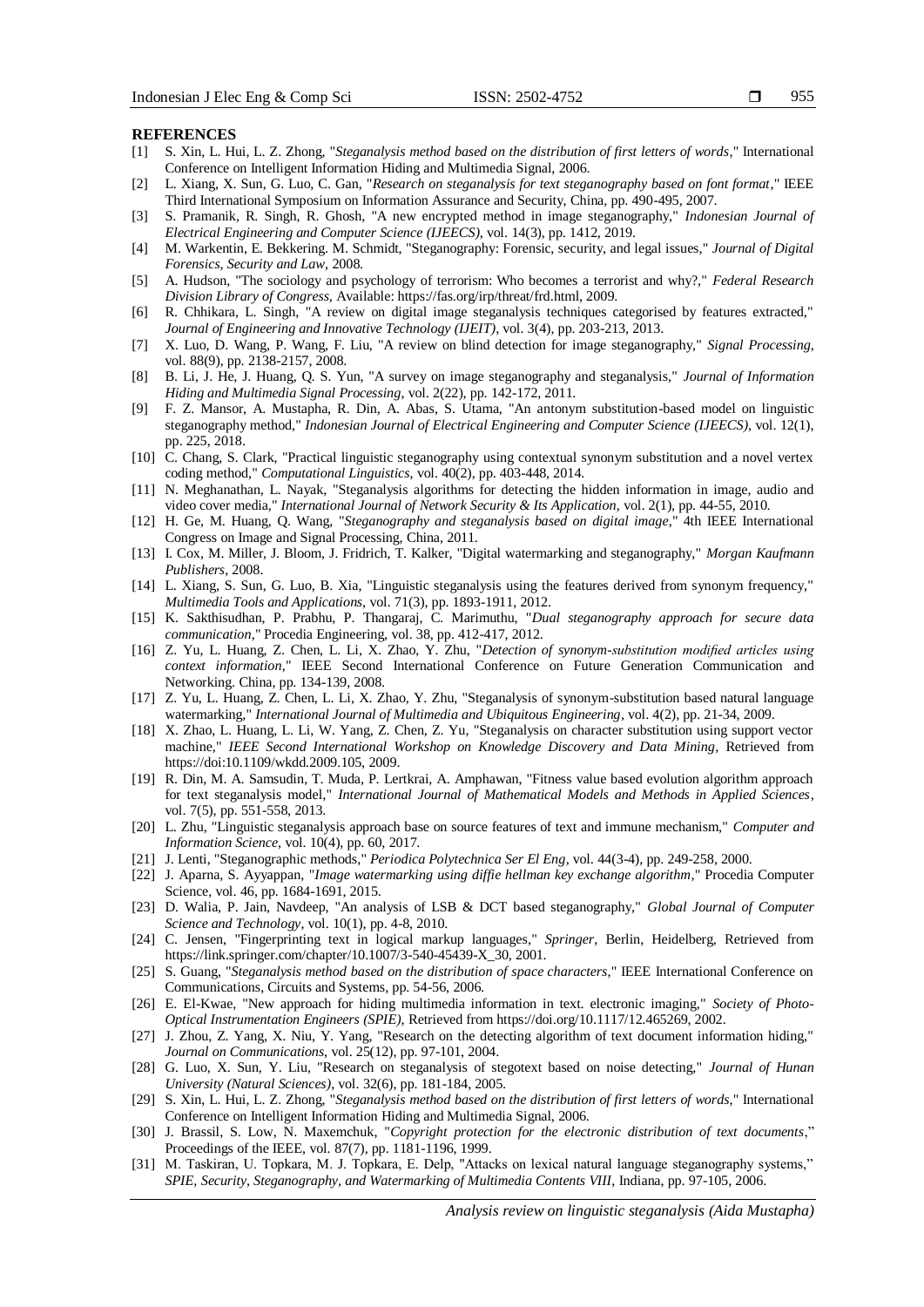**REFERENCES**

[1] S. Xin, L. Hui, L. Z. Zhong, "*Steganalysis method based on the distribution of first letters of words*," International Conference on Intelligent Information Hiding and Multimedia Signal, 2006.

[2] L. Xiang, X. Sun, G. Luo, C. Gan, "*Research on steganalysis for text steganography based on font format*," IEEE Third International Symposium on Information Assurance and Security, China, pp. 490-495, 2007.

[3] S. Pramanik, R. Singh, R. Ghosh, "A new encrypted method in image steganography," *Indonesian Journal of Electrical Engineering and Computer Science (IJEECS)*, vol. 14(3), pp. 1412, 2019.

[4] M. Warkentin, E. Bekkering. M. Schmidt, "Steganography: Forensic, security, and legal issues," *Journal of Digital Forensics, Security and Law*, 2008.

[5] A. Hudson, "The sociology and psychology of terrorism: Who becomes a terrorist and why?," *Federal Research Division Library of Congress*, Available: https://fas.org/irp/threat/frd.html, 2009.

[6] R. Chhikara, L. Singh, "A review on digital image steganalysis techniques categorised by features extracted," *Journal of Engineering and Innovative Technology (IJEIT)*, vol. 3(4), pp. 203-213, 2013.

[7] X. Luo, D. Wang, P. Wang, F. Liu, "A review on blind detection for image steganography," *Signal Processing*, vol. 88(9), pp. 2138-2157, 2008.

[8] B. Li, J. He, J. Huang, Q. S. Yun, "A survey on image steganography and steganalysis," *Journal of Information Hiding and Multimedia Signal Processing*, vol. 2(22), pp. 142-172, 2011.

[9] F. Z. Mansor, A. Mustapha, R. Din, A. Abas, S. Utama, "An antonym substitution-based model on linguistic steganography method," *Indonesian Journal of Electrical Engineering and Computer Science (IJEECS)*, vol. 12(1), pp. 225, 2018.

[10] C. Chang, S. Clark, "Practical linguistic steganography using contextual synonym substitution and a novel vertex coding method," *Computational Linguistics*, vol. 40(2), pp. 403-448, 2014.

[11] N. Meghanathan, L. Nayak, "Steganalysis algorithms for detecting the hidden information in image, audio and video cover media," *International Journal of Network Security & Its Application*, vol. 2(1), pp. 44-55, 2010.

[12] H. Ge, M. Huang, Q. Wang, "*Steganography and steganalysis based on digital image*," 4th IEEE International Congress on Image and Signal Processing, China, 2011.

[13] I. Cox, M. Miller, J. Bloom, J. Fridrich, T. Kalker, "Digital watermarking and steganography," *Morgan Kaufmann Publishers*, 2008.

[14] L. Xiang, S. Sun, G. Luo, B. Xia, "Linguistic steganalysis using the features derived from synonym frequency," *Multimedia Tools and Applications*, vol. 71(3), pp. 1893-1911, 2012.

[15] K. Sakthisudhan, P. Prabhu, P. Thangaraj, C. Marimuthu, "*Dual steganography approach for secure data communication*," Procedia Engineering, vol. 38, pp. 412-417, 2012.

[16] Z. Yu, L. Huang, Z. Chen, L. Li, X. Zhao, Y. Zhu, "*Detection of synonym-substitution modified articles using context information*," IEEE Second International Conference on Future Generation Communication and Networking. China, pp. 134-139, 2008.

[17] Z. Yu, L. Huang, Z. Chen, L. Li, X. Zhao, Y. Zhu, "Steganalysis of synonym-substitution based natural language watermarking," *International Journal of Multimedia and Ubiquitous Engineering*, vol. 4(2), pp. 21-34, 2009.

[18] X. Zhao, L. Huang, L. Li, W. Yang, Z. Chen, Z. Yu, "Steganalysis on character substitution using support vector machine," *IEEE Second International Workshop on Knowledge Discovery and Data Mining*, Retrieved from https://doi:10.1109/wkdd.2009.105, 2009.

[19] R. Din, M. A. Samsudin, T. Muda, P. Lertkrai, A. Amphawan, "Fitness value based evolution algorithm approach for text steganalysis model," *International Journal of Mathematical Models and Methods in Applied Sciences*, vol. 7(5), pp. 551-558, 2013.

[20] L. Zhu, "Linguistic steganalysis approach base on source features of text and immune mechanism," *Computer and Information Science*, vol. 10(4), pp. 60, 2017.

[21] J. Lenti, "Steganographic methods," *Periodica Polytechnica Ser El Eng*, vol. 44(3-4), pp. 249-258, 2000.

[22] J. Aparna, S. Ayyappan, "*Image watermarking using diffie hellman key exchange algorithm*," Procedia Computer Science, vol. 46, pp. 1684-1691, 2015.

[23] D. Walia, P. Jain, Navdeep, "An analysis of LSB & DCT based steganography," *Global Journal of Computer Science and Technology*, vol. 10(1), pp. 4-8, 2010.

[24] C. Jensen, "Fingerprinting text in logical markup languages," *Springer*, Berlin, Heidelberg, Retrieved from https://link.springer.com/chapter/10.1007/3-540-45439-X_30, 2001.

[25] S. Guang, "*Steganalysis method based on the distribution of space characters*," IEEE International Conference on Communications, Circuits and Systems, pp. 54-56, 2006.

[26] E. El-Kwae, "New approach for hiding multimedia information in text. electronic imaging," *Society of Photo-Optical Instrumentation Engineers (SPIE)*, Retrieved from https://doi.org/10.1117/12.465269, 2002.

[27] J. Zhou, Z. Yang, X. Niu, Y. Yang, "Research on the detecting algorithm of text document information hiding," *Journal on Communications*, vol. 25(12), pp. 97-101, 2004.

[28] G. Luo, X. Sun, Y. Liu, "Research on steganalysis of stegotext based on noise detecting," *Journal of Hunan University (Natural Sciences)*, vol. 32(6), pp. 181-184, 2005.

[29] S. Xin, L. Hui, L. Z. Zhong, "*Steganalysis method based on the distribution of first letters of words*," International Conference on Intelligent Information Hiding and Multimedia Signal, 2006.

[30] J. Brassil, S. Low, N. Maxemchuk, "*Copyright protection for the electronic distribution of text documents*," Proceedings of the IEEE, vol. 87(7), pp. 1181-1196, 1999.

[31] M. Taskiran, U. Topkara, M. J. Topkara, E. Delp, "Attacks on lexical natural language steganography systems," *SPIE, Security, Steganography, and Watermarking of Multimedia Contents VIII*, Indiana, pp. 97-105, 2006.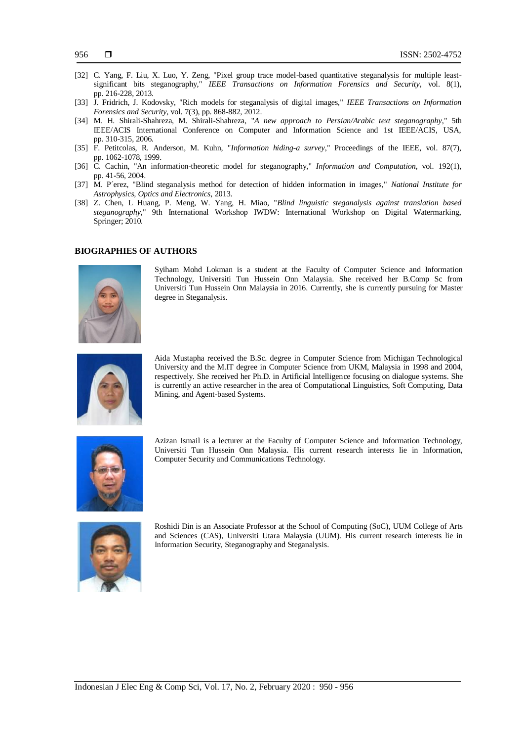[32] C. Yang, F. Liu, X. Luo, Y. Zeng, "Pixel group trace model-based quantitative steganalysis for multiple least-significant bits steganography," *IEEE Transactions on Information Forensics and Security*, vol. 8(1), pp. 216-228, 2013.

[33] J. Fridrich, J. Kodovsky, "Rich models for steganalysis of digital images," *IEEE Transactions on Information Forensics and Security*, vol. 7(3), pp. 868-882, 2012.

[34] M. H. Shirali-Shahreza, M. Shirali-Shahreza, "*A new approach to Persian/Arabic text steganography*," 5th IEEE/ACIS International Conference on Computer and Information Science and 1st IEEE/ACIS, USA, pp. 310-315, 2006.

[35] F. Petitcolas, R. Anderson, M. Kuhn, "*Information hiding-a survey*," Proceedings of the IEEE, vol. 87(7), pp. 1062-1078, 1999.

[36] C. Cachin, "An information-theoretic model for steganography," *Information and Computation*, vol. 192(1), pp. 41-56, 2004.

[37] M. P´erez, "Blind steganalysis method for detection of hidden information in images," *National Institute for Astrophysics, Optics and Electronics*, 2013.

[38] Z. Chen, L Huang, P. Meng, W. Yang, H. Miao, "*Blind linguistic steganalysis against translation based steganography*," 9th International Workshop IWDW: International Workshop on Digital Watermarking, Springer; 2010.

**BIOGRAPHIES OF AUTHORS**

Syiham Mohd Lokman is a student at the Faculty of Computer Science and Information Technology, Universiti Tun Hussein Onn Malaysia. She received her B.Comp Sc from Universiti Tun Hussein Onn Malaysia in 2016. Currently, she is currently pursuing for Master degree in Steganalysis.

Aida Mustapha received the B.Sc. degree in Computer Science from Michigan Technological University and the M.IT degree in Computer Science from UKM, Malaysia in 1998 and 2004, respectively. She received her Ph.D. in Artificial Intelligence focusing on dialogue systems. She is currently an active researcher in the area of Computational Linguistics, Soft Computing, Data Mining, and Agent-based Systems.

Azizan Ismail is a lecturer at the Faculty of Computer Science and Information Technology, Universiti Tun Hussein Onn Malaysia. His current research interests lie in Information, Computer Security and Communications Technology.

Roshidi Din is an Associate Professor at the School of Computing (SoC), UUM College of Arts and Sciences (CAS), Universiti Utara Malaysia (UUM). His current research interests lie in Information Security, Steganography and Steganalysis.